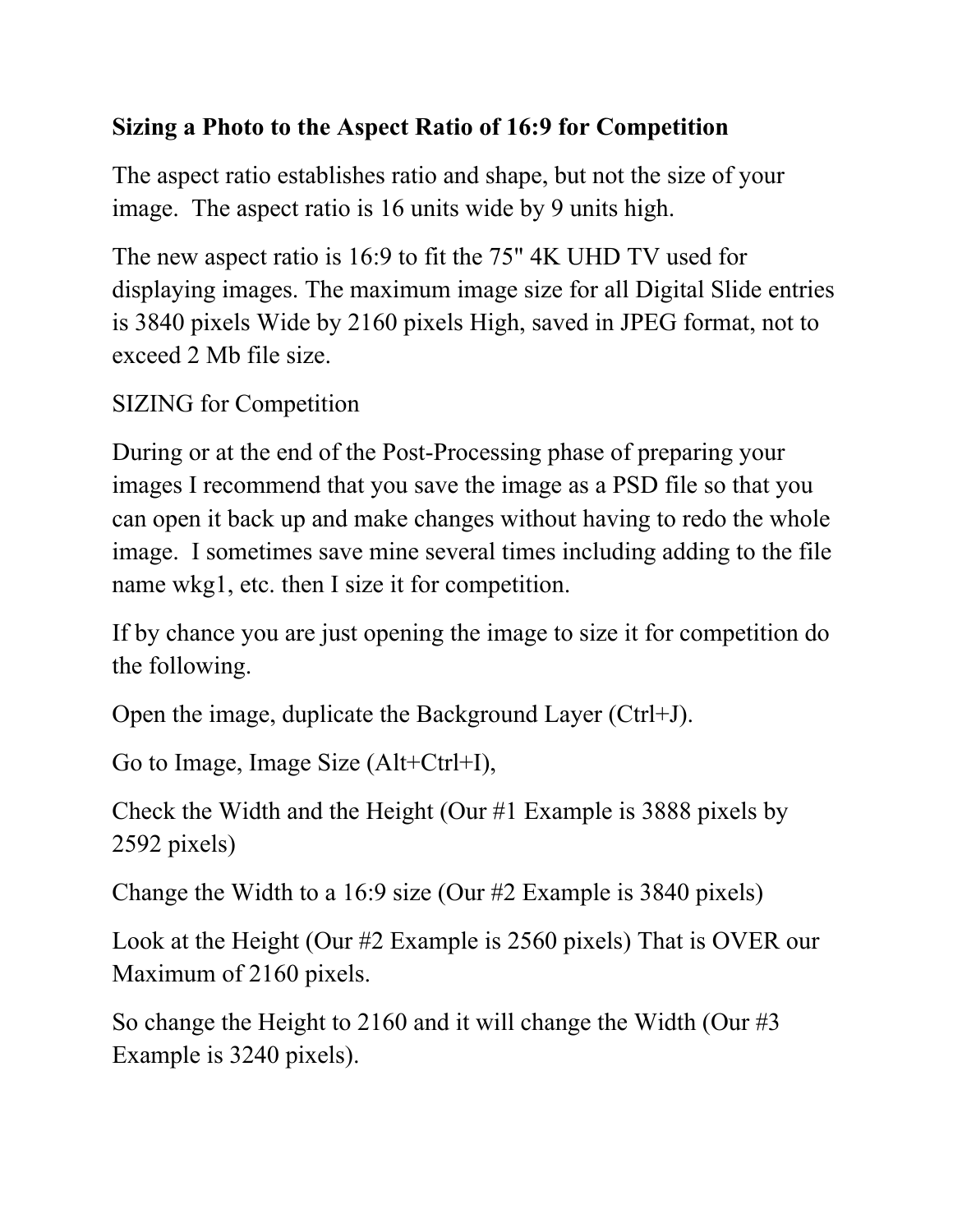**Sizing a Photo to the Aspect Ratio of 16:9 for Competition**

The aspect ratio establishes ratio and shape, but not the size of your image. The aspect ratio is 16 units wide by 9 units high.

The new aspect ratio is 16:9 to fit the 75" 4K UHD TV used for displaying images. The maximum image size for all Digital Slide entries is 3840 pixels Wide by 2160 pixels High, saved in JPEG format, not to exceed 2 Mb file size.

SIZING for Competition

During or at the end of the Post-Processing phase of preparing your images I recommend that you save the image as a PSD file so that you can open it back up and make changes without having to redo the whole image. I sometimes save mine several times including adding to the file name wkg1, etc. then I size it for competition.

If by chance you are just opening the image to size it for competition do the following.

Open the image, duplicate the Background Layer (Ctrl+J).

Go to Image, Image Size (Alt+Ctrl+I),

Check the Width and the Height (Our #1 Example is 3888 pixels by 2592 pixels)

Change the Width to a 16:9 size (Our #2 Example is 3840 pixels)

Look at the Height (Our #2 Example is 2560 pixels) That is OVER our Maximum of 2160 pixels.

So change the Height to 2160 and it will change the Width (Our #3 Example is 3240 pixels).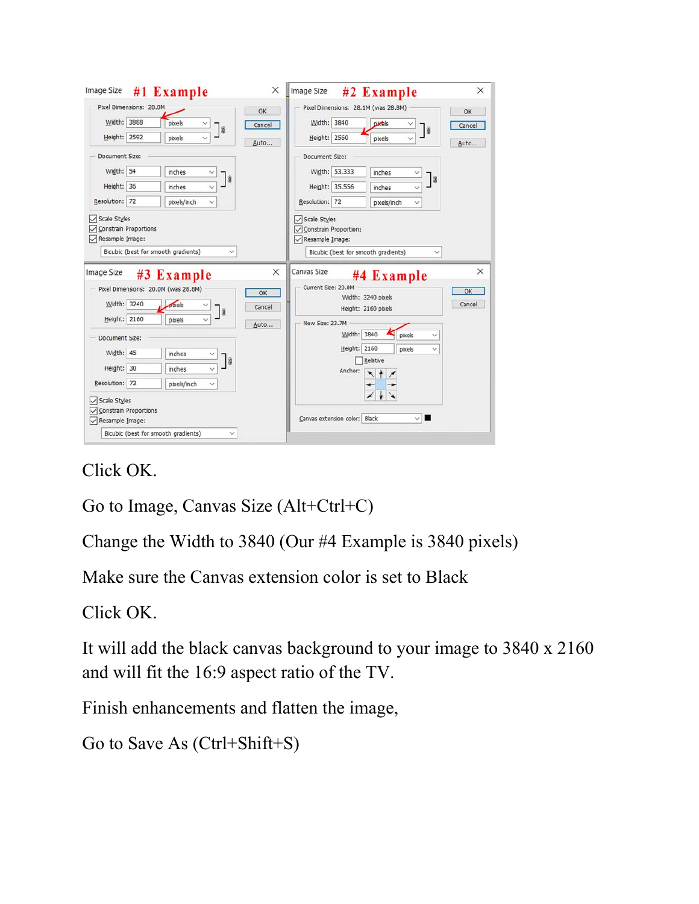Click OK.

Go to Image, Canvas Size (Alt+Ctrl+C)

Change the Width to 3840 (Our #4 Example is 3840 pixels)

Make sure the Canvas extension color is set to Black

Click OK.

It will add the black canvas background to your image to 3840 x 2160 and will fit the 16:9 aspect ratio of the TV.

Finish enhancements and flatten the image,

Go to Save As (Ctrl+Shift+S)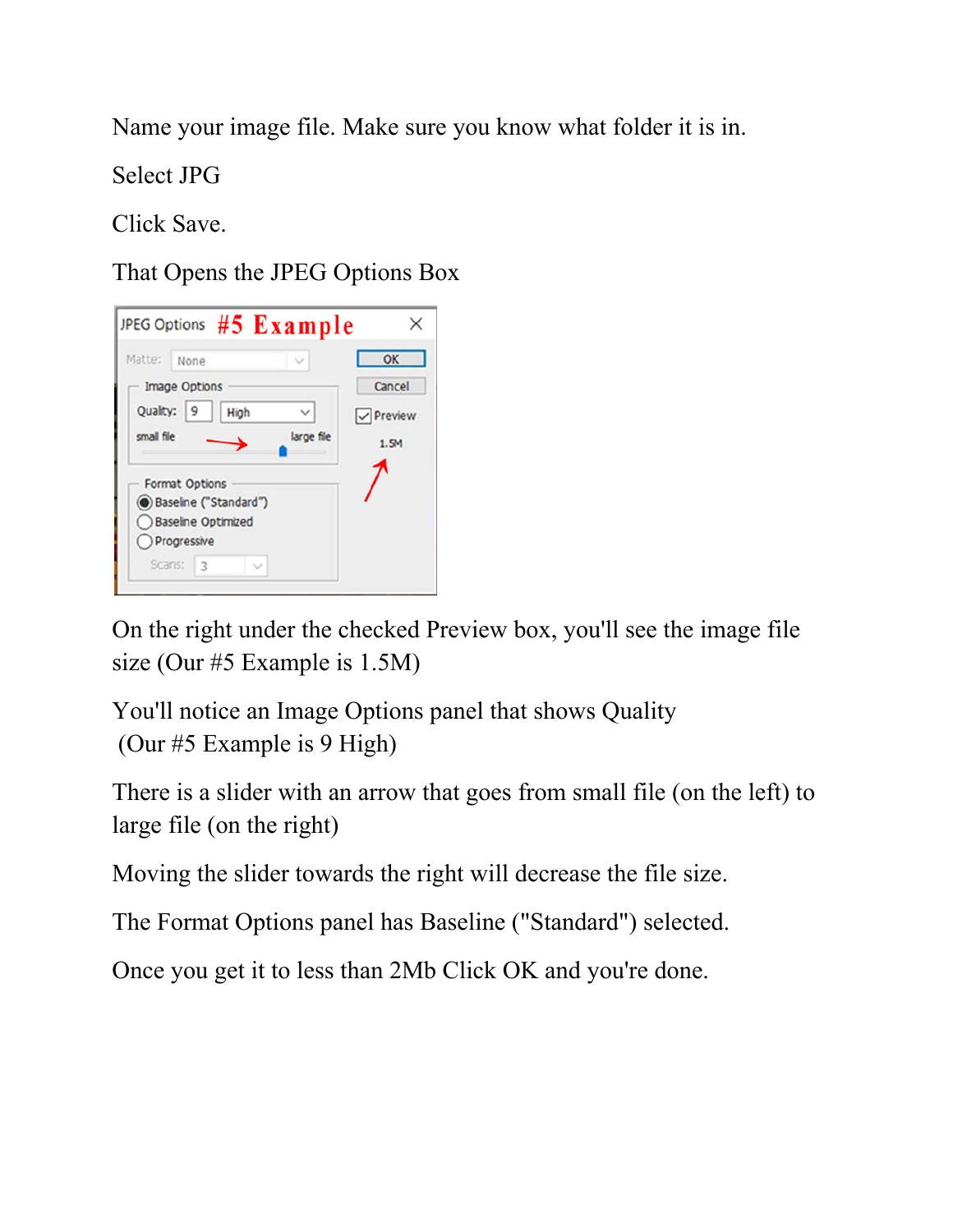Name your image file. Make sure you know what folder it is in.

Select JPG

Click Save.

That Opens the JPEG Options Box

On the right under the checked Preview box, you'll see the image file size (Our #5 Example is 1.5M)

You'll notice an Image Options panel that shows Quality
 (Our #5 Example is 9 High)

There is a slider with an arrow that goes from small file (on the left) to large file (on the right)

Moving the slider towards the right will decrease the file size.

The Format Options panel has Baseline ("Standard") selected.

Once you get it to less than 2Mb Click OK and you're done.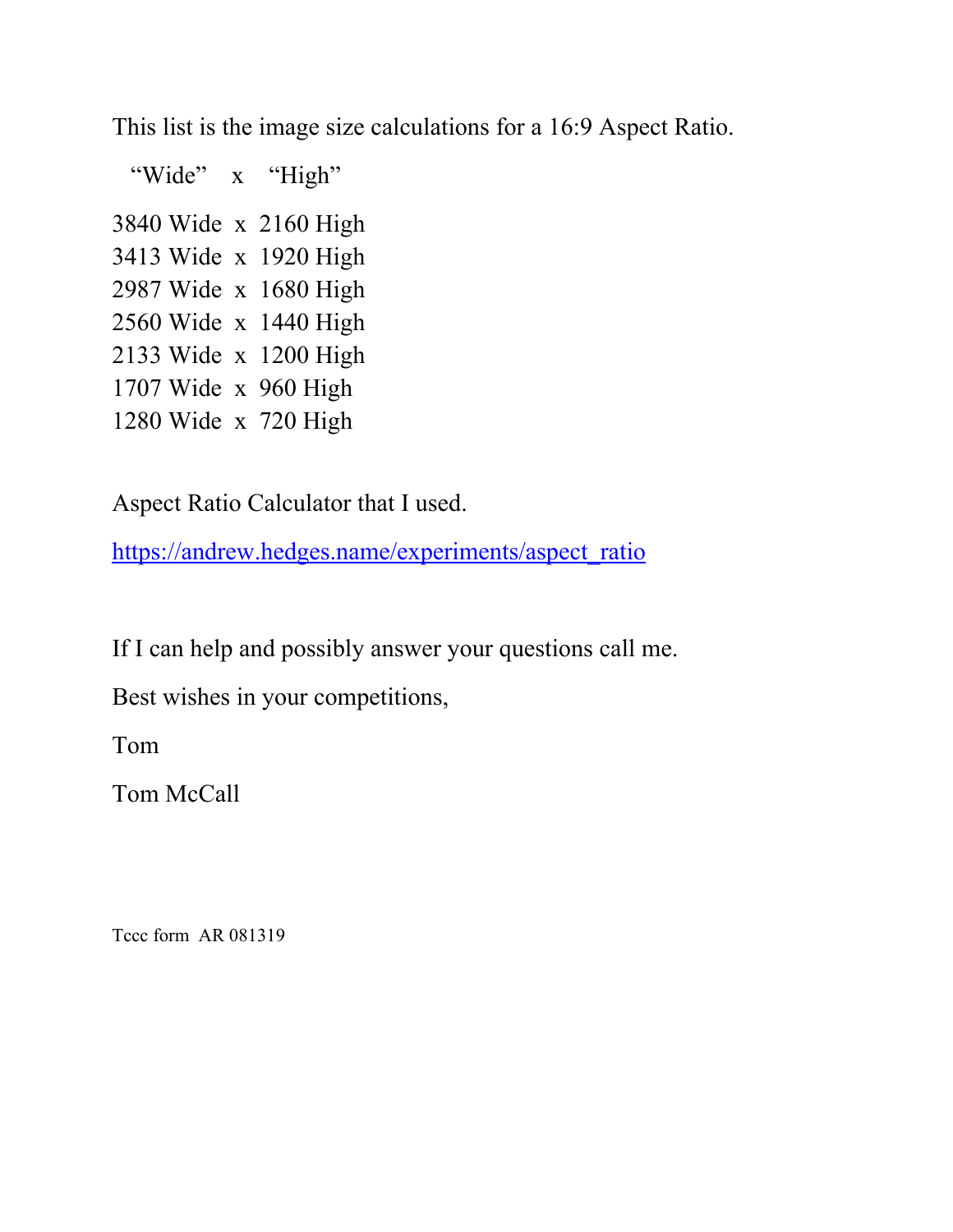This list is the image size calculations for a 16:9 Aspect Ratio.

“Wide” x “High”

3840 Wide x 2160 High
3413 Wide x 1920 High
2987 Wide x 1680 High
2560 Wide x 1440 High
2133 Wide x 1200 High
1707 Wide x 960 High
1280 Wide x 720 High

Aspect Ratio Calculator that I used.

https://andrew.hedges.name/experiments/aspect_ratio

If I can help and possibly answer your questions call me.

Best wishes in your competitions,

Tom

Tom McCall

Tccc form AR 081319